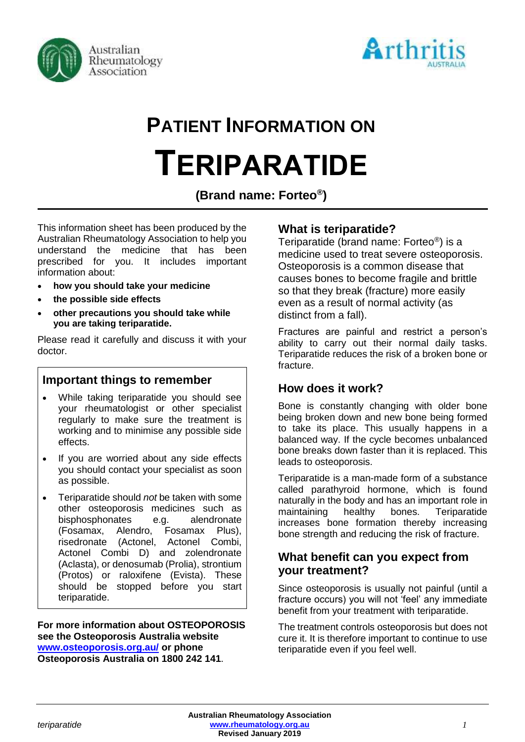# PATIENT INFORMATION ON

# TERIPARATIDE

**(Brand name: Forteo®)**

This information sheet has been produced by the Australian Rheumatology Association to help you understand the medicine that has been prescribed for you. It includes important information about:

- **how you should take your medicine**
- **the possible side effects**
- **other precautions you should take while you are taking teriparatide.**

Please read it carefully and discuss it with your doctor.

## Important things to remember

- While taking teriparatide you should see your rheumatologist or other specialist regularly to make sure the treatment is working and to minimise any possible side effects.
- If you are worried about any side effects you should contact your specialist as soon as possible.
- Teriparatide should *not* be taken with some other osteoporosis medicines such as bisphosphonates e.g. alendronate (Fosamax, Alendro, Fosamax Plus), risedronate (Actonel, Actonel Combi, Actonel Combi D) and zolendronate (Aclasta), or denosumab (Prolia), strontium (Protos) or raloxifene (Evista). These should be stopped before you start teriparatide.

**For more information about OSTEOPOROSIS see the Osteoporosis Australia website [www.osteoporosis.org.au/](http://www.osteoporosis.org.au/) or phone Osteoporosis Australia on 1800 242 141**.

## What is teriparatide?

Teriparatide (brand name: Forteo®) is a medicine used to treat severe osteoporosis. Osteoporosis is a common disease that causes bones to become fragile and brittle so that they break (fracture) more easily even as a result of normal activity (as distinct from a fall).

Fractures are painful and restrict a person's ability to carry out their normal daily tasks. Teriparatide reduces the risk of a broken bone or fracture.

## How does it work?

Bone is constantly changing with older bone being broken down and new bone being formed to take its place. This usually happens in a balanced way. If the cycle becomes unbalanced bone breaks down faster than it is replaced. This leads to osteoporosis.

Teriparatide is a man-made form of a substance called parathyroid hormone, which is found naturally in the body and has an important role in maintaining healthy bones. Teriparatide increases bone formation thereby increasing bone strength and reducing the risk of fracture.

## What benefit can you expect from your treatment?

Since osteoporosis is usually not painful (until a fracture occurs) you will not 'feel' any immediate benefit from your treatment with teriparatide.

The treatment controls osteoporosis but does not cure it. It is therefore important to continue to use teriparatide even if you feel well.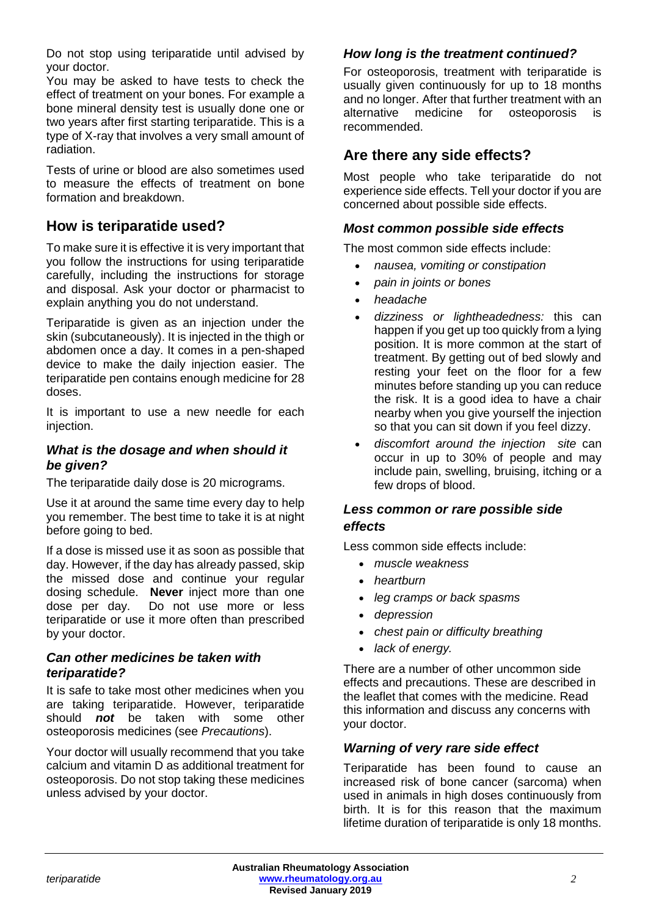Do not stop using teriparatide until advised by your doctor.

You may be asked to have tests to check the effect of treatment on your bones. For example a bone mineral density test is usually done one or two years after first starting teriparatide. This is a type of X-ray that involves a very small amount of radiation.

Tests of urine or blood are also sometimes used to measure the effects of treatment on bone formation and breakdown.

## How is teriparatide used?

To make sure it is effective it is very important that you follow the instructions for using teriparatide carefully, including the instructions for storage and disposal. Ask your doctor or pharmacist to explain anything you do not understand.

Teriparatide is given as an injection under the skin (subcutaneously). It is injected in the thigh or abdomen once a day. It comes in a pen-shaped device to make the daily injection easier. The teriparatide pen contains enough medicine for 28 doses.

It is important to use a new needle for each injection.

### *What is the dosage and when should it be given?*

The teriparatide daily dose is 20 micrograms.

Use it at around the same time every day to help you remember. The best time to take it is at night before going to bed.

If a dose is missed use it as soon as possible that day. However, if the day has already passed, skip the missed dose and continue your regular dosing schedule. **Never** inject more than one dose per day. Do not use more or less teriparatide or use it more often than prescribed by your doctor.

### *Can other medicines be taken with teriparatide?*

It is safe to take most other medicines when you are taking teriparatide. However, teriparatide should ***not*** be taken with some other osteoporosis medicines (see *Precautions*).

Your doctor will usually recommend that you take calcium and vitamin D as additional treatment for osteoporosis. Do not stop taking these medicines unless advised by your doctor.

### *How long is the treatment continued?*

For osteoporosis, treatment with teriparatide is usually given continuously for up to 18 months and no longer. After that further treatment with an alternative medicine for osteoporosis is recommended.

## Are there any side effects?

Most people who take teriparatide do not experience side effects. Tell your doctor if you are concerned about possible side effects.

### *Most common possible side effects*

The most common side effects include:

- *nausea, vomiting or constipation*
- *pain in joints or bones*
- *headache*
- *dizziness or lightheadedness:* this can happen if you get up too quickly from a lying position. It is more common at the start of treatment. By getting out of bed slowly and resting your feet on the floor for a few minutes before standing up you can reduce the risk. It is a good idea to have a chair nearby when you give yourself the injection so that you can sit down if you feel dizzy.
- *discomfort around the injection site* can occur in up to 30% of people and may include pain, swelling, bruising, itching or a few drops of blood.

### *Less common or rare possible side effects*

Less common side effects include:

- *muscle weakness*
- *heartburn*
- *leg cramps or back spasms*
- *depression*
- *chest pain or difficulty breathing*
- *lack of energy.*

There are a number of other uncommon side effects and precautions. These are described in the leaflet that comes with the medicine. Read this information and discuss any concerns with your doctor.

### *Warning of very rare side effect*

Teriparatide has been found to cause an increased risk of bone cancer (sarcoma) when used in animals in high doses continuously from birth. It is for this reason that the maximum lifetime duration of teriparatide is only 18 months.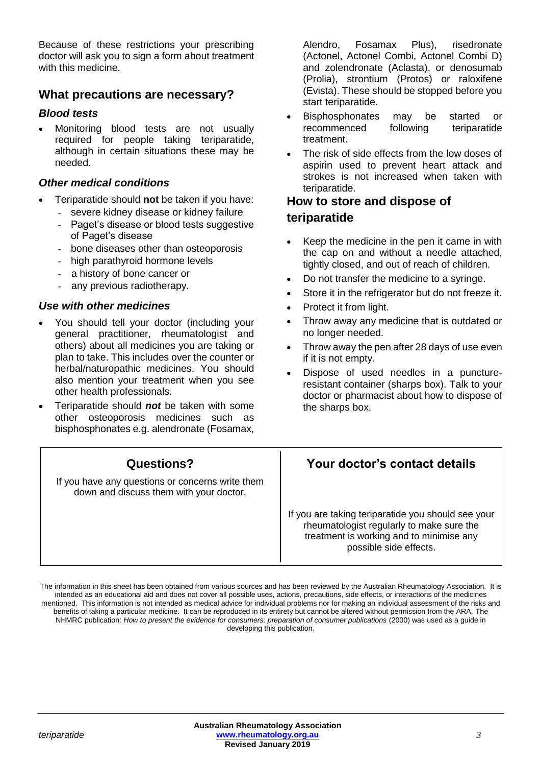Because of these restrictions your prescribing doctor will ask you to sign a form about treatment with this medicine.

## What precautions are necessary?

### *Blood tests*

- Monitoring blood tests are not usually required for people taking teriparatide, although in certain situations these may be needed.

### *Other medical conditions*

- Teriparatide should **not** be taken if you have:
  - severe kidney disease or kidney failure
  - Paget's disease or blood tests suggestive of Paget's disease
  - bone diseases other than osteoporosis
  - high parathyroid hormone levels
  - a history of bone cancer or
  - any previous radiotherapy.

### *Use with other medicines*

- You should tell your doctor (including your general practitioner, rheumatologist and others) about all medicines you are taking or plan to take. This includes over the counter or herbal/naturopathic medicines. You should also mention your treatment when you see other health professionals.
- Teriparatide should ***not*** be taken with some other osteoporosis medicines such as bisphosphonates e.g. alendronate (Fosamax, Alendro, Fosamax Plus), risedronate (Actonel, Actonel Combi, Actonel Combi D) and zolendronate (Aclasta), or denosumab (Prolia), strontium (Protos) or raloxifene (Evista). These should be stopped before you start teriparatide.
- Bisphosphonates may be started or recommenced following teriparatide treatment.
- The risk of side effects from the low doses of aspirin used to prevent heart attack and strokes is not increased when taken with teriparatide.

## How to store and dispose of teriparatide

- Keep the medicine in the pen it came in with the cap on and without a needle attached, tightly closed, and out of reach of children.
- Do not transfer the medicine to a syringe.
- Store it in the refrigerator but do not freeze it.
- Protect it from light.
- Throw away any medicine that is outdated or no longer needed.
- Throw away the pen after 28 days of use even if it is not empty.
- Dispose of used needles in a puncture-resistant container (sharps box). Talk to your doctor or pharmacist about how to dispose of the sharps box.

## Questions?

If you have any questions or concerns write them down and discuss them with your doctor.

## Your doctor's contact details

If you are taking teriparatide you should see your rheumatologist regularly to make sure the treatment is working and to minimise any possible side effects.

The information in this sheet has been obtained from various sources and has been reviewed by the Australian Rheumatology Association. It is intended as an educational aid and does not cover all possible uses, actions, precautions, side effects, or interactions of the medicines mentioned. This information is not intended as medical advice for individual problems nor for making an individual assessment of the risks and benefits of taking a particular medicine. It can be reproduced in its entirety but cannot be altered without permission from the ARA. The NHMRC publication: *How to present the evidence for consumers: preparation of consumer publications* (2000) was used as a guide in developing this publication.